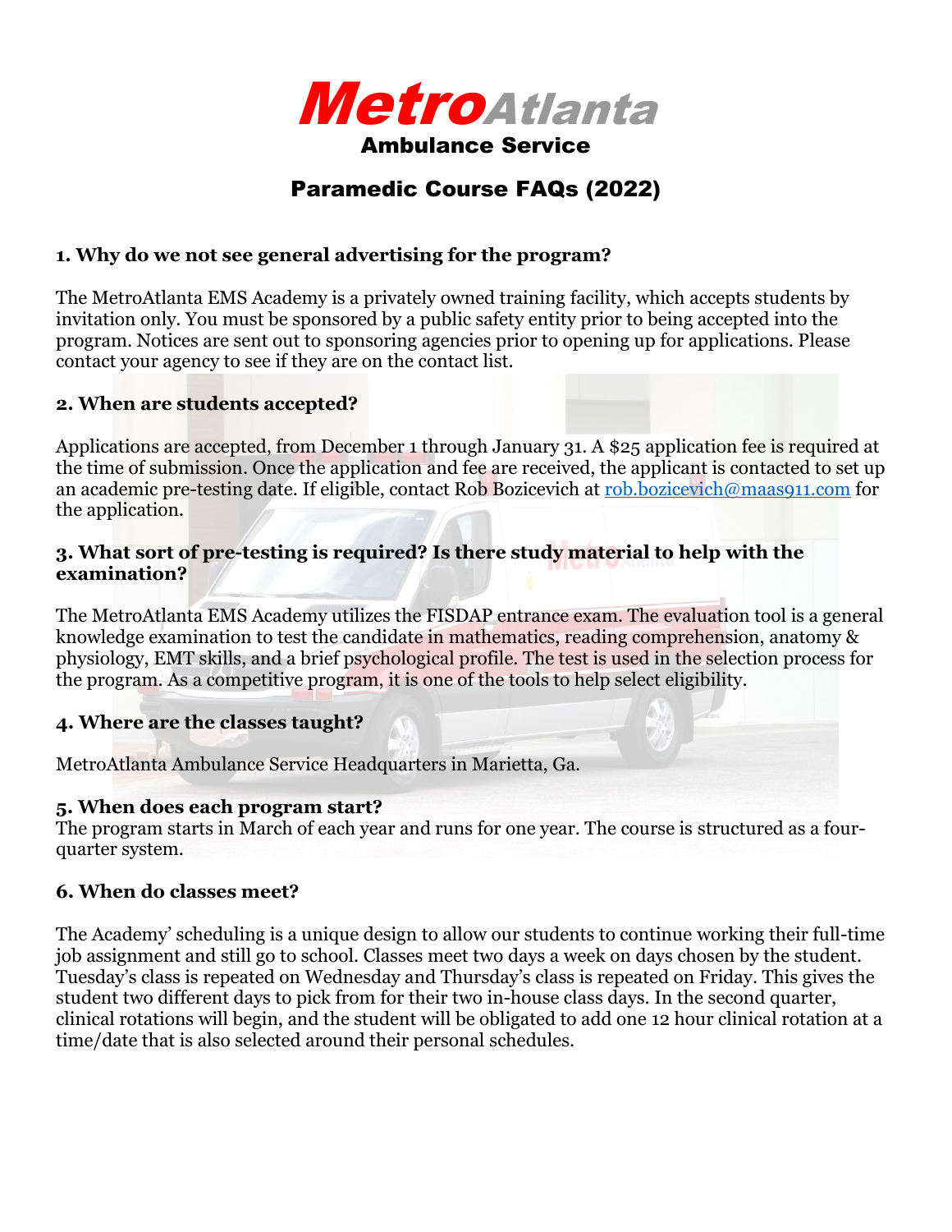# MetroAtlanta Ambulance Service

## Paramedic Course FAQs (2022)

### 1. Why do we not see general advertising for the program?

The MetroAtlanta EMS Academy is a privately owned training facility, which accepts students by invitation only. You must be sponsored by a public safety entity prior to being accepted into the program. Notices are sent out to sponsoring agencies prior to opening up for applications. Please contact your agency to see if they are on the contact list.

### 2. When are students accepted?

Applications are accepted, from December 1 through January 31. A $25 application fee is required at the time of submission. Once the application and fee are received, the applicant is contacted to set up an academic pre-testing date. If eligible, contact Rob Bozicevich at [rob.bozicevich@maas911.com](mailto:rob.bozicevich@maas911.com) for the application.

### 3. What sort of pre-testing is required? Is there study material to help with the examination?

The MetroAtlanta EMS Academy utilizes the FISDAP entrance exam. The evaluation tool is a general knowledge examination to test the candidate in mathematics, reading comprehension, anatomy & physiology, EMT skills, and a brief psychological profile. The test is used in the selection process for the program. As a competitive program, it is one of the tools to help select eligibility.

### 4. Where are the classes taught?

MetroAtlanta Ambulance Service Headquarters in Marietta, Ga.

### 5. When does each program start?

The program starts in March of each year and runs for one year. The course is structured as a four-quarter system.

### 6. When do classes meet?

The Academy' scheduling is a unique design to allow our students to continue working their full-time job assignment and still go to school. Classes meet two days a week on days chosen by the student. Tuesday's class is repeated on Wednesday and Thursday's class is repeated on Friday. This gives the student two different days to pick from for their two in-house class days. In the second quarter, clinical rotations will begin, and the student will be obligated to add one 12 hour clinical rotation at a time/date that is also selected around their personal schedules.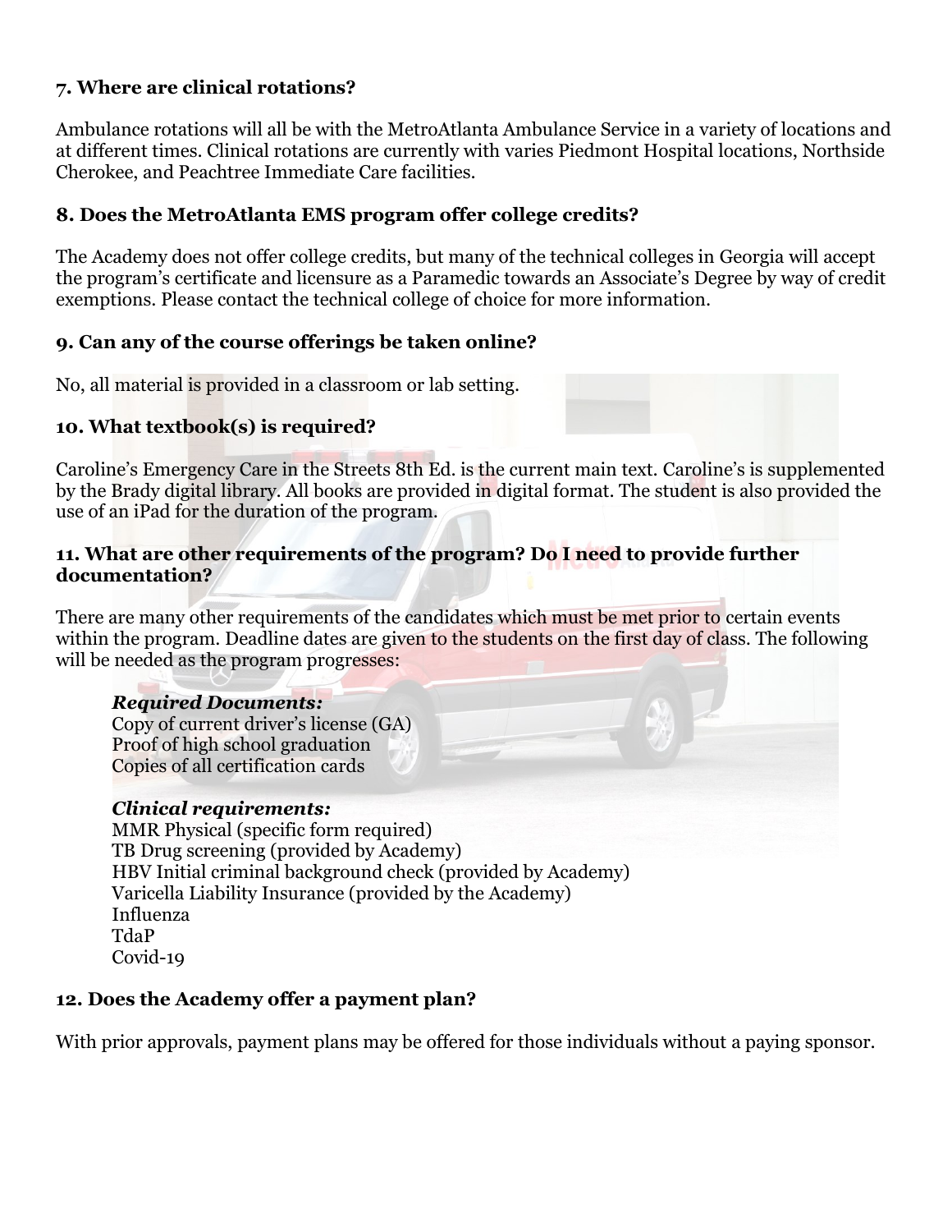### 7. Where are clinical rotations?

Ambulance rotations will all be with the MetroAtlanta Ambulance Service in a variety of locations and at different times. Clinical rotations are currently with varies Piedmont Hospital locations, Northside Cherokee, and Peachtree Immediate Care facilities.

### 8. Does the MetroAtlanta EMS program offer college credits?

The Academy does not offer college credits, but many of the technical colleges in Georgia will accept the program's certificate and licensure as a Paramedic towards an Associate's Degree by way of credit exemptions. Please contact the technical college of choice for more information.

### 9. Can any of the course offerings be taken online?

No, all material is provided in a classroom or lab setting.

### 10. What textbook(s) is required?

Caroline's Emergency Care in the Streets 8th Ed. is the current main text. Caroline's is supplemented by the Brady digital library. All books are provided in digital format. The student is also provided the use of an iPad for the duration of the program.

### 11. What are other requirements of the program? Do I need to provide further documentation?

There are many other requirements of the candidates which must be met prior to certain events within the program. Deadline dates are given to the students on the first day of class. The following will be needed as the program progresses:

***Required Documents:***
Copy of current driver's license (GA)
Proof of high school graduation
Copies of all certification cards

***Clinical requirements:***
MMR Physical (specific form required)
TB Drug screening (provided by Academy)
HBV Initial criminal background check (provided by Academy)
Varicella Liability Insurance (provided by the Academy)
Influenza
TdaP
Covid-19

### 12. Does the Academy offer a payment plan?

With prior approvals, payment plans may be offered for those individuals without a paying sponsor.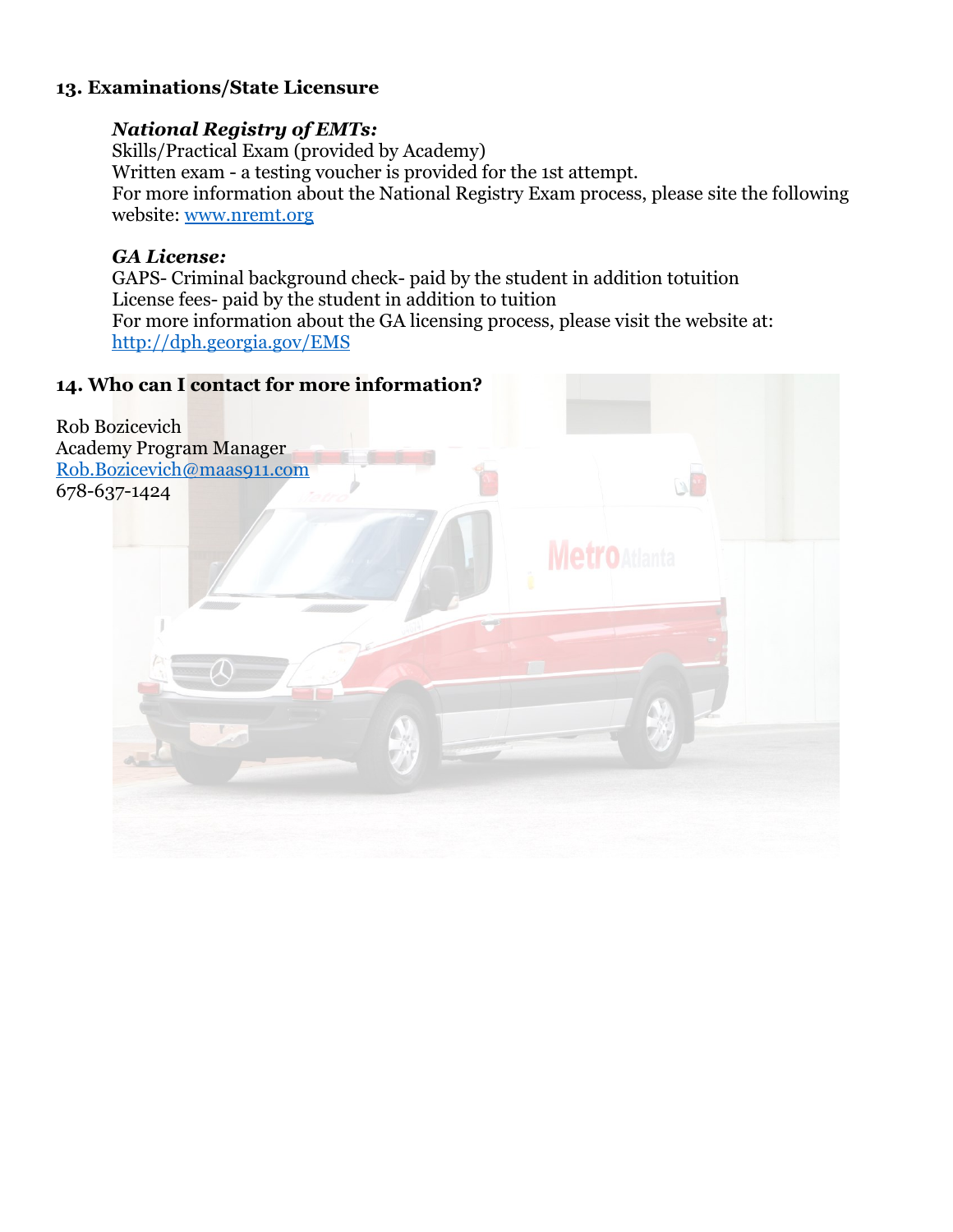### 13. Examinations/State Licensure

***National Registry of EMTs:***

Skills/Practical Exam (provided by Academy)
Written exam - a testing voucher is provided for the 1st attempt.
For more information about the National Registry Exam process, please site the following website: [www.nremt.org](http://www.nremt.org)

***GA License:***

GAPS- Criminal background check- paid by the student in addition totuition
License fees- paid by the student in addition to tuition
For more information about the GA licensing process, please visit the website at: [http://dph.georgia.gov/EMS](http://dph.georgia.gov/EMS)

### 14. Who can I contact for more information?

Rob Bozicevich
Academy Program Manager
[Rob.Bozicevich@maas911.com](mailto:Rob.Bozicevich@maas911.com)
678-637-1424